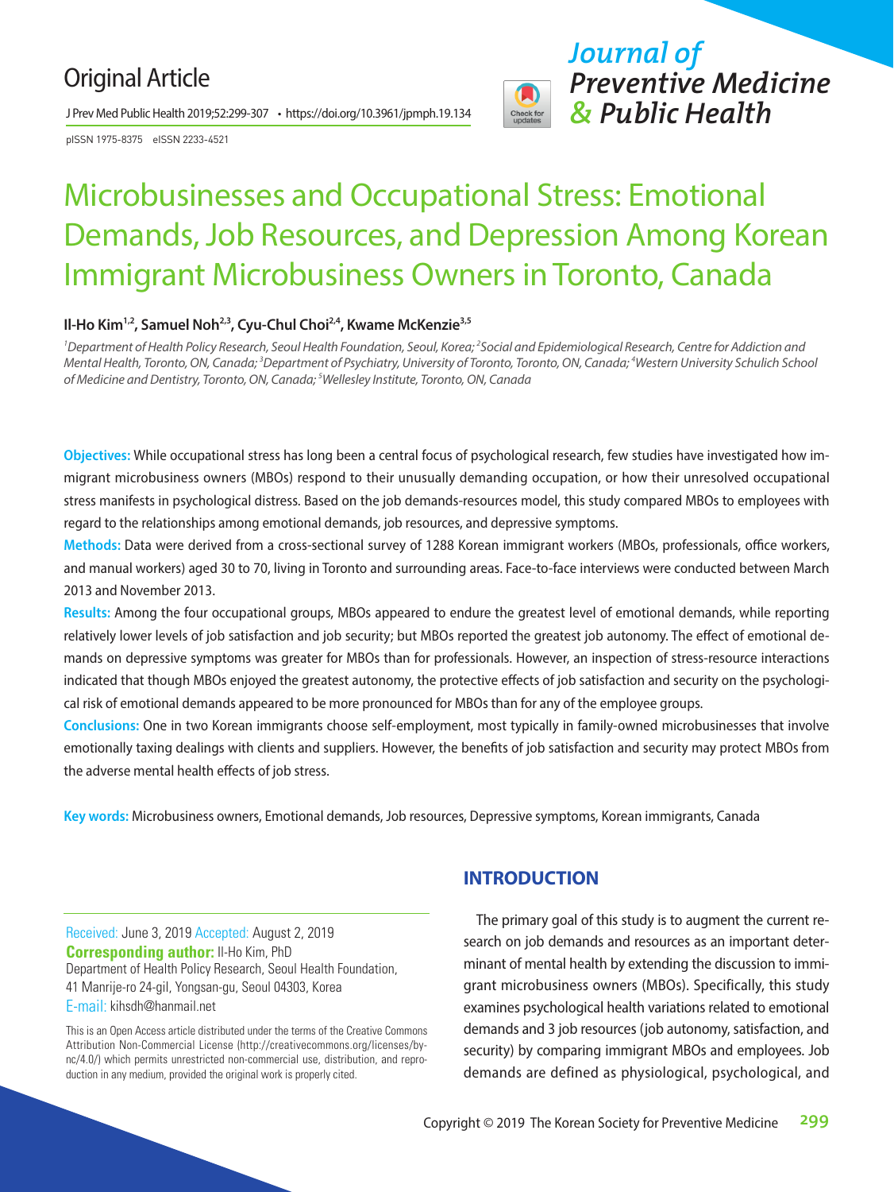Original Article

pISSN 1975-8375 eISSN 2233-4521

# Microbusinesses and Occupational Stress: Emotional Demands, Job Resources, and Depression Among Korean Immigrant Microbusiness Owners in Toronto, Canada

**Il-Ho Kim[1,2], Samuel Noh[2,3], Cyu-Chul Choi[2,4], Kwame McKenzie[3,5]**

*[1]Department of Health Policy Research, Seoul Health Foundation, Seoul, Korea; [2]Social and Epidemiological Research, Centre for Addiction and Mental Health, Toronto, ON, Canada; [3]Department of Psychiatry, University of Toronto, Toronto, ON, Canada; [4]Western University Schulich School of Medicine and Dentistry, Toronto, ON, Canada; [5]Wellesley Institute, Toronto, ON, Canada*

**Objectives:** While occupational stress has long been a central focus of psychological research, few studies have investigated how immigrant microbusiness owners (MBOs) respond to their unusually demanding occupation, or how their unresolved occupational stress manifests in psychological distress. Based on the job demands-resources model, this study compared MBOs to employees with regard to the relationships among emotional demands, job resources, and depressive symptoms.

**Methods:** Data were derived from a cross-sectional survey of 1288 Korean immigrant workers (MBOs, professionals, office workers, and manual workers) aged 30 to 70, living in Toronto and surrounding areas. Face-to-face interviews were conducted between March 2013 and November 2013.

**Results:** Among the four occupational groups, MBOs appeared to endure the greatest level of emotional demands, while reporting relatively lower levels of job satisfaction and job security; but MBOs reported the greatest job autonomy. The effect of emotional demands on depressive symptoms was greater for MBOs than for professionals. However, an inspection of stress-resource interactions indicated that though MBOs enjoyed the greatest autonomy, the protective effects of job satisfaction and security on the psychological risk of emotional demands appeared to be more pronounced for MBOs than for any of the employee groups.

**Conclusions:** One in two Korean immigrants choose self-employment, most typically in family-owned microbusinesses that involve emotionally taxing dealings with clients and suppliers. However, the benefits of job satisfaction and security may protect MBOs from the adverse mental health effects of job stress.

**Key words:** Microbusiness owners, Emotional demands, Job resources, Depressive symptoms, Korean immigrants, Canada

Received: June 3, 2019 Accepted: August 2, 2019
**Corresponding author:** Il-Ho Kim, PhD
Department of Health Policy Research, Seoul Health Foundation, 41 Manrije-ro 24-gil, Yongsan-gu, Seoul 04303, Korea
E-mail: kihsdh@hanmail.net

This is an Open Access article distributed under the terms of the Creative Commons Attribution Non-Commercial License (http://creativecommons.org/licenses/by-nc/4.0/) which permits unrestricted non-commercial use, distribution, and reproduction in any medium, provided the original work is properly cited.

## INTRODUCTION

The primary goal of this study is to augment the current research on job demands and resources as an important determinant of mental health by extending the discussion to immigrant microbusiness owners (MBOs). Specifically, this study examines psychological health variations related to emotional demands and 3 job resources (job autonomy, satisfaction, and security) by comparing immigrant MBOs and employees. Job demands are defined as physiological, psychological, and

Copyright © 2019 The Korean Society for Preventive Medicine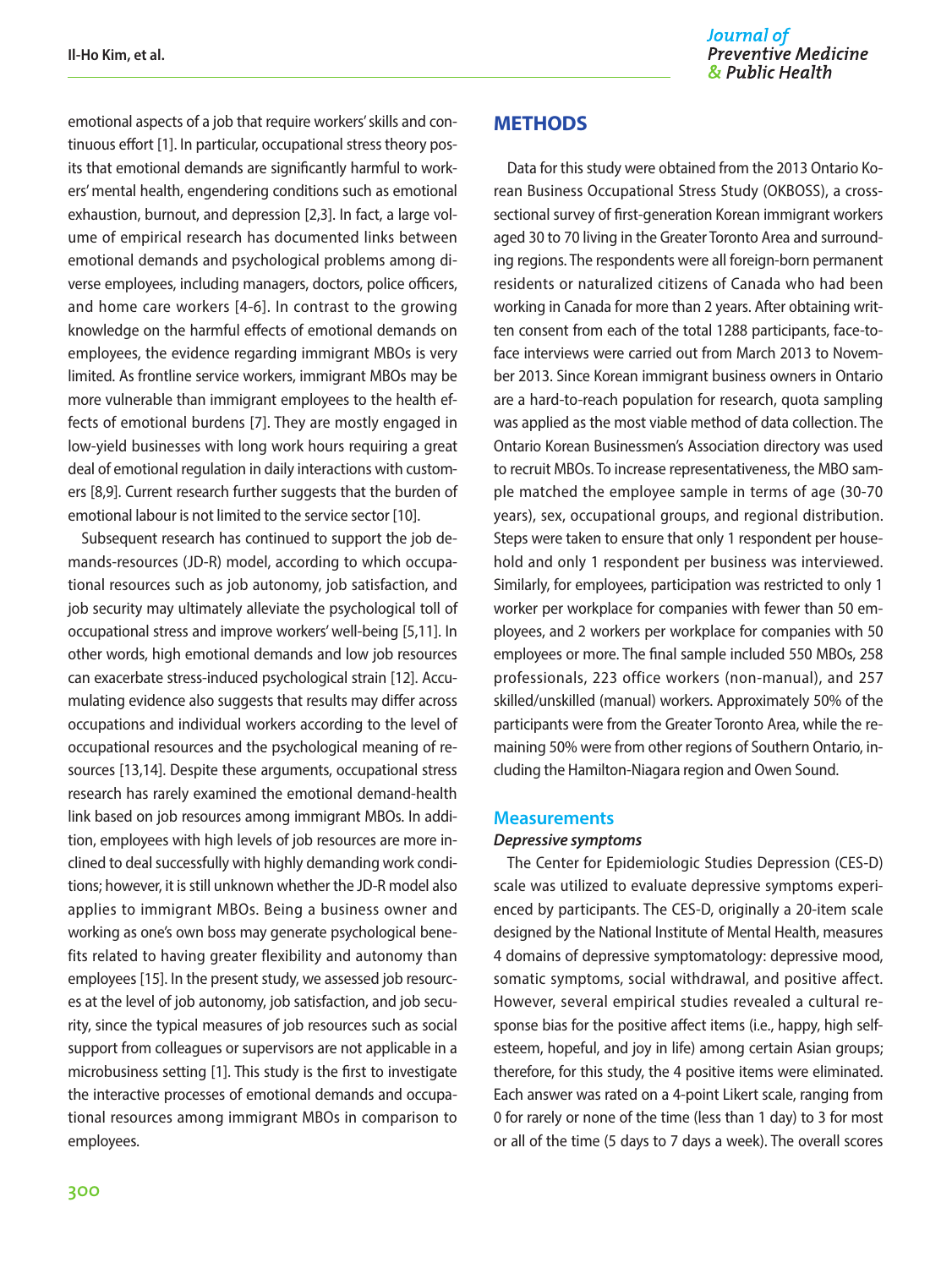emotional aspects of a job that require workers' skills and continuous effort [1]. In particular, occupational stress theory posits that emotional demands are significantly harmful to workers' mental health, engendering conditions such as emotional exhaustion, burnout, and depression [2,3]. In fact, a large volume of empirical research has documented links between emotional demands and psychological problems among diverse employees, including managers, doctors, police officers, and home care workers [4-6]. In contrast to the growing knowledge on the harmful effects of emotional demands on employees, the evidence regarding immigrant MBOs is very limited. As frontline service workers, immigrant MBOs may be more vulnerable than immigrant employees to the health effects of emotional burdens [7]. They are mostly engaged in low-yield businesses with long work hours requiring a great deal of emotional regulation in daily interactions with customers [8,9]. Current research further suggests that the burden of emotional labour is not limited to the service sector [10].

Subsequent research has continued to support the job demands-resources (JD-R) model, according to which occupational resources such as job autonomy, job satisfaction, and job security may ultimately alleviate the psychological toll of occupational stress and improve workers' well-being [5,11]. In other words, high emotional demands and low job resources can exacerbate stress-induced psychological strain [12]. Accumulating evidence also suggests that results may differ across occupations and individual workers according to the level of occupational resources and the psychological meaning of resources [13,14]. Despite these arguments, occupational stress research has rarely examined the emotional demand-health link based on job resources among immigrant MBOs. In addition, employees with high levels of job resources are more inclined to deal successfully with highly demanding work conditions; however, it is still unknown whether the JD-R model also applies to immigrant MBOs. Being a business owner and working as one's own boss may generate psychological benefits related to having greater flexibility and autonomy than employees [15]. In the present study, we assessed job resources at the level of job autonomy, job satisfaction, and job security, since the typical measures of job resources such as social support from colleagues or supervisors are not applicable in a microbusiness setting [1]. This study is the first to investigate the interactive processes of emotional demands and occupational resources among immigrant MBOs in comparison to employees.

## METHODS

Data for this study were obtained from the 2013 Ontario Korean Business Occupational Stress Study (OKBOSS), a cross-sectional survey of first-generation Korean immigrant workers aged 30 to 70 living in the Greater Toronto Area and surrounding regions. The respondents were all foreign-born permanent residents or naturalized citizens of Canada who had been working in Canada for more than 2 years. After obtaining written consent from each of the total 1288 participants, face-to-face interviews were carried out from March 2013 to November 2013. Since Korean immigrant business owners in Ontario are a hard-to-reach population for research, quota sampling was applied as the most viable method of data collection. The Ontario Korean Businessmen's Association directory was used to recruit MBOs. To increase representativeness, the MBO sample matched the employee sample in terms of age (30-70 years), sex, occupational groups, and regional distribution. Steps were taken to ensure that only 1 respondent per household and only 1 respondent per business was interviewed. Similarly, for employees, participation was restricted to only 1 worker per workplace for companies with fewer than 50 employees, and 2 workers per workplace for companies with 50 employees or more. The final sample included 550 MBOs, 258 professionals, 223 office workers (non-manual), and 257 skilled/unskilled (manual) workers. Approximately 50% of the participants were from the Greater Toronto Area, while the remaining 50% were from other regions of Southern Ontario, including the Hamilton-Niagara region and Owen Sound.

### Measurements

#### *Depressive symptoms*

The Center for Epidemiologic Studies Depression (CES-D) scale was utilized to evaluate depressive symptoms experienced by participants. The CES-D, originally a 20-item scale designed by the National Institute of Mental Health, measures 4 domains of depressive symptomatology: depressive mood, somatic symptoms, social withdrawal, and positive affect. However, several empirical studies revealed a cultural response bias for the positive affect items (i.e., happy, high self-esteem, hopeful, and joy in life) among certain Asian groups; therefore, for this study, the 4 positive items were eliminated. Each answer was rated on a 4-point Likert scale, ranging from 0 for rarely or none of the time (less than 1 day) to 3 for most or all of the time (5 days to 7 days a week). The overall scores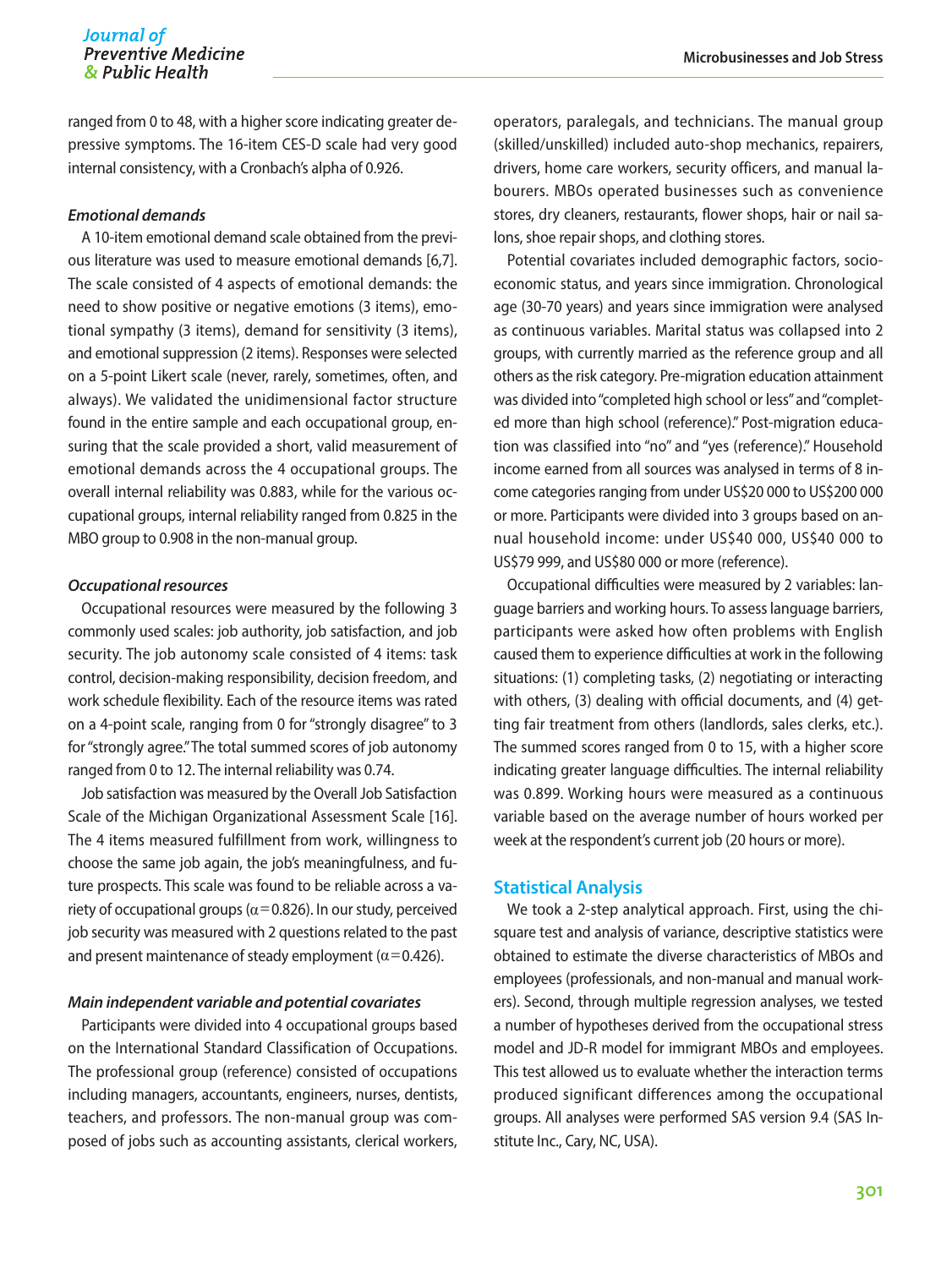ranged from 0 to 48, with a higher score indicating greater depressive symptoms. The 16-item CES-D scale had very good internal consistency, with a Cronbach's alpha of 0.926.

#### *Emotional demands*

A 10-item emotional demand scale obtained from the previous literature was used to measure emotional demands [6,7]. The scale consisted of 4 aspects of emotional demands: the need to show positive or negative emotions (3 items), emotional sympathy (3 items), demand for sensitivity (3 items), and emotional suppression (2 items). Responses were selected on a 5-point Likert scale (never, rarely, sometimes, often, and always). We validated the unidimensional factor structure found in the entire sample and each occupational group, ensuring that the scale provided a short, valid measurement of emotional demands across the 4 occupational groups. The overall internal reliability was 0.883, while for the various occupational groups, internal reliability ranged from 0.825 in the MBO group to 0.908 in the non-manual group.

#### *Occupational resources*

Occupational resources were measured by the following 3 commonly used scales: job authority, job satisfaction, and job security. The job autonomy scale consisted of 4 items: task control, decision-making responsibility, decision freedom, and work schedule flexibility. Each of the resource items was rated on a 4-point scale, ranging from 0 for "strongly disagree" to 3 for "strongly agree." The total summed scores of job autonomy ranged from 0 to 12. The internal reliability was 0.74.

Job satisfaction was measured by the Overall Job Satisfaction Scale of the Michigan Organizational Assessment Scale [16]. The 4 items measured fulfillment from work, willingness to choose the same job again, the job's meaningfulness, and future prospects. This scale was found to be reliable across a variety of occupational groups ($\alpha = 0.826$). In our study, perceived job security was measured with 2 questions related to the past and present maintenance of steady employment ($\alpha = 0.426$).

#### *Main independent variable and potential covariates*

Participants were divided into 4 occupational groups based on the International Standard Classification of Occupations. The professional group (reference) consisted of occupations including managers, accountants, engineers, nurses, dentists, teachers, and professors. The non-manual group was composed of jobs such as accounting assistants, clerical workers, operators, paralegals, and technicians. The manual group (skilled/unskilled) included auto-shop mechanics, repairers, drivers, home care workers, security officers, and manual labourers. MBOs operated businesses such as convenience stores, dry cleaners, restaurants, flower shops, hair or nail salons, shoe repair shops, and clothing stores.

Potential covariates included demographic factors, socioeconomic status, and years since immigration. Chronological age (30-70 years) and years since immigration were analysed as continuous variables. Marital status was collapsed into 2 groups, with currently married as the reference group and all others as the risk category. Pre-migration education attainment was divided into "completed high school or less" and "completed more than high school (reference)." Post-migration education was classified into "no" and "yes (reference)." Household income earned from all sources was analysed in terms of 8 income categories ranging from under US$20 000 to US$200 000 or more. Participants were divided into 3 groups based on annual household income: under US$40 000, US$40 000 to US$79 999, and US$80 000 or more (reference).

Occupational difficulties were measured by 2 variables: language barriers and working hours. To assess language barriers, participants were asked how often problems with English caused them to experience difficulties at work in the following situations: (1) completing tasks, (2) negotiating or interacting with others, (3) dealing with official documents, and (4) getting fair treatment from others (landlords, sales clerks, etc.). The summed scores ranged from 0 to 15, with a higher score indicating greater language difficulties. The internal reliability was 0.899. Working hours were measured as a continuous variable based on the average number of hours worked per week at the respondent's current job (20 hours or more).

## Statistical Analysis

We took a 2-step analytical approach. First, using the chi-square test and analysis of variance, descriptive statistics were obtained to estimate the diverse characteristics of MBOs and employees (professionals, and non-manual and manual workers). Second, through multiple regression analyses, we tested a number of hypotheses derived from the occupational stress model and JD-R model for immigrant MBOs and employees. This test allowed us to evaluate whether the interaction terms produced significant differences among the occupational groups. All analyses were performed SAS version 9.4 (SAS Institute Inc., Cary, NC, USA).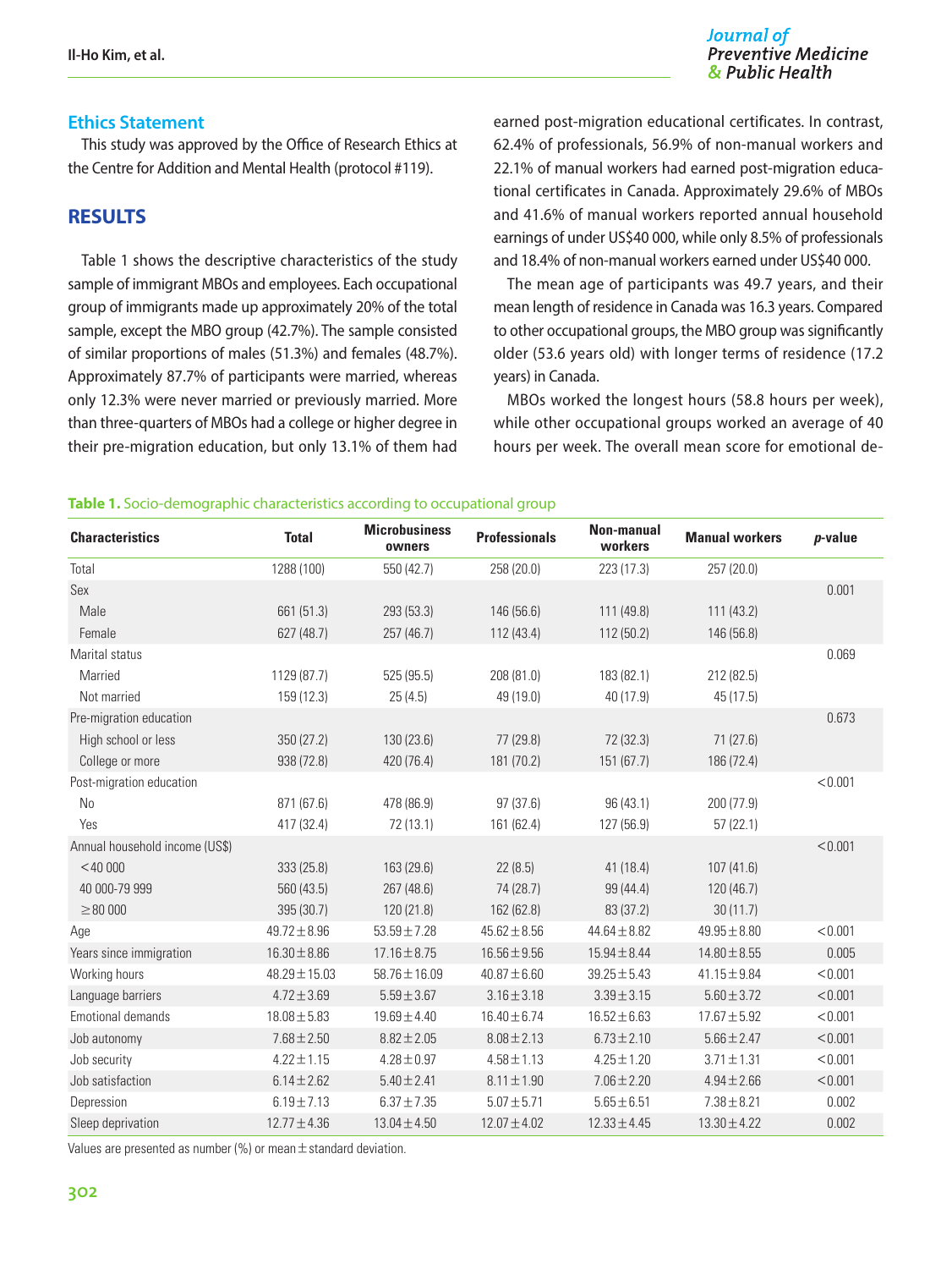## Ethics Statement

This study was approved by the Office of Research Ethics at the Centre for Addition and Mental Health (protocol #119).

## RESULTS

Table 1 shows the descriptive characteristics of the study sample of immigrant MBOs and employees. Each occupational group of immigrants made up approximately 20% of the total sample, except the MBO group (42.7%). The sample consisted of similar proportions of males (51.3%) and females (48.7%). Approximately 87.7% of participants were married, whereas only 12.3% were never married or previously married. More than three-quarters of MBOs had a college or higher degree in their pre-migration education, but only 13.1% of them had earned post-migration educational certificates. In contrast, 62.4% of professionals, 56.9% of non-manual workers and 22.1% of manual workers had earned post-migration educational certificates in Canada. Approximately 29.6% of MBOs and 41.6% of manual workers reported annual household earnings of under US$40 000, while only 8.5% of professionals and 18.4% of non-manual workers earned under US$40 000.

The mean age of participants was 49.7 years, and their mean length of residence in Canada was 16.3 years. Compared to other occupational groups, the MBO group was significantly older (53.6 years old) with longer terms of residence (17.2 years) in Canada.

MBOs worked the longest hours (58.8 hours per week), while other occupational groups worked an average of 40 hours per week. The overall mean score for emotional de-

**Table 1.** Socio-demographic characteristics according to occupational group

| Characteristics | Total | Microbusiness owners | Professionals | Non-manual workers | Manual workers | *p*-value |
|---|---|---|---|---|---|---|
| Total | 1288 (100) | 550 (42.7) | 258 (20.0) | 223 (17.3) | 257 (20.0) | |
| Sex | | | | | | 0.001 |
| Male | 661 (51.3) | 293 (53.3) | 146 (56.6) | 111 (49.8) | 111 (43.2) | |
| Female | 627 (48.7) | 257 (46.7) | 112 (43.4) | 112 (50.2) | 146 (56.8) | |
| Marital status | | | | | | 0.069 |
| Married | 1129 (87.7) | 525 (95.5) | 208 (81.0) | 183 (82.1) | 212 (82.5) | |
| Not married | 159 (12.3) | 25 (4.5) | 49 (19.0) | 40 (17.9) | 45 (17.5) | |
| Pre-migration education | | | | | | 0.673 |
| High school or less | 350 (27.2) | 130 (23.6) | 77 (29.8) | 72 (32.3) | 71 (27.6) | |
| College or more | 938 (72.8) | 420 (76.4) | 181 (70.2) | 151 (67.7) | 186 (72.4) | |
| Post-migration education | | | | | | <0.001 |
| No | 871 (67.6) | 478 (86.9) | 97 (37.6) | 96 (43.1) | 200 (77.9) | |
| Yes | 417 (32.4) | 72 (13.1) | 161 (62.4) | 127 (56.9) | 57 (22.1) | |
| Annual household income (US$) | | | | | | <0.001 |
| <40 000 | 333 (25.8) | 163 (29.6) | 22 (8.5) | 41 (18.4) | 107 (41.6) | |
| 40 000-79 999 | 560 (43.5) | 267 (48.6) | 74 (28.7) | 99 (44.4) | 120 (46.7) | |
| ≥80 000 | 395 (30.7) | 120 (21.8) | 162 (62.8) | 83 (37.2) | 30 (11.7) | |
| Age | 49.72±8.96 | 53.59±7.28 | 45.62±8.56 | 44.64±8.82 | 49.95±8.80 | <0.001 |
| Years since immigration | 16.30±8.86 | 17.16±8.75 | 16.56±9.56 | 15.94±8.44 | 14.80±8.55 | 0.005 |
| Working hours | 48.29±15.03 | 58.76±16.09 | 40.87±6.60 | 39.25±5.43 | 41.15±9.84 | <0.001 |
| Language barriers | 4.72±3.69 | 5.59±3.67 | 3.16±3.18 | 3.39±3.15 | 5.60±3.72 | <0.001 |
| Emotional demands | 18.08±5.83 | 19.69±4.40 | 16.40±6.74 | 16.52±6.63 | 17.67±5.92 | <0.001 |
| Job autonomy | 7.68±2.50 | 8.82±2.05 | 8.08±2.13 | 6.73±2.10 | 5.66±2.47 | <0.001 |
| Job security | 4.22±1.15 | 4.28±0.97 | 4.58±1.13 | 4.25±1.20 | 3.71±1.31 | <0.001 |
| Job satisfaction | 6.14±2.62 | 5.40±2.41 | 8.11±1.90 | 7.06±2.20 | 4.94±2.66 | <0.001 |
| Depression | 6.19±7.13 | 6.37±7.35 | 5.07±5.71 | 5.65±6.51 | 7.38±8.21 | 0.002 |
| Sleep deprivation | 12.77±4.36 | 13.04±4.50 | 12.07±4.02 | 12.33±4.45 | 13.30±4.22 | 0.002 |

Values are presented as number (%) or mean±standard deviation.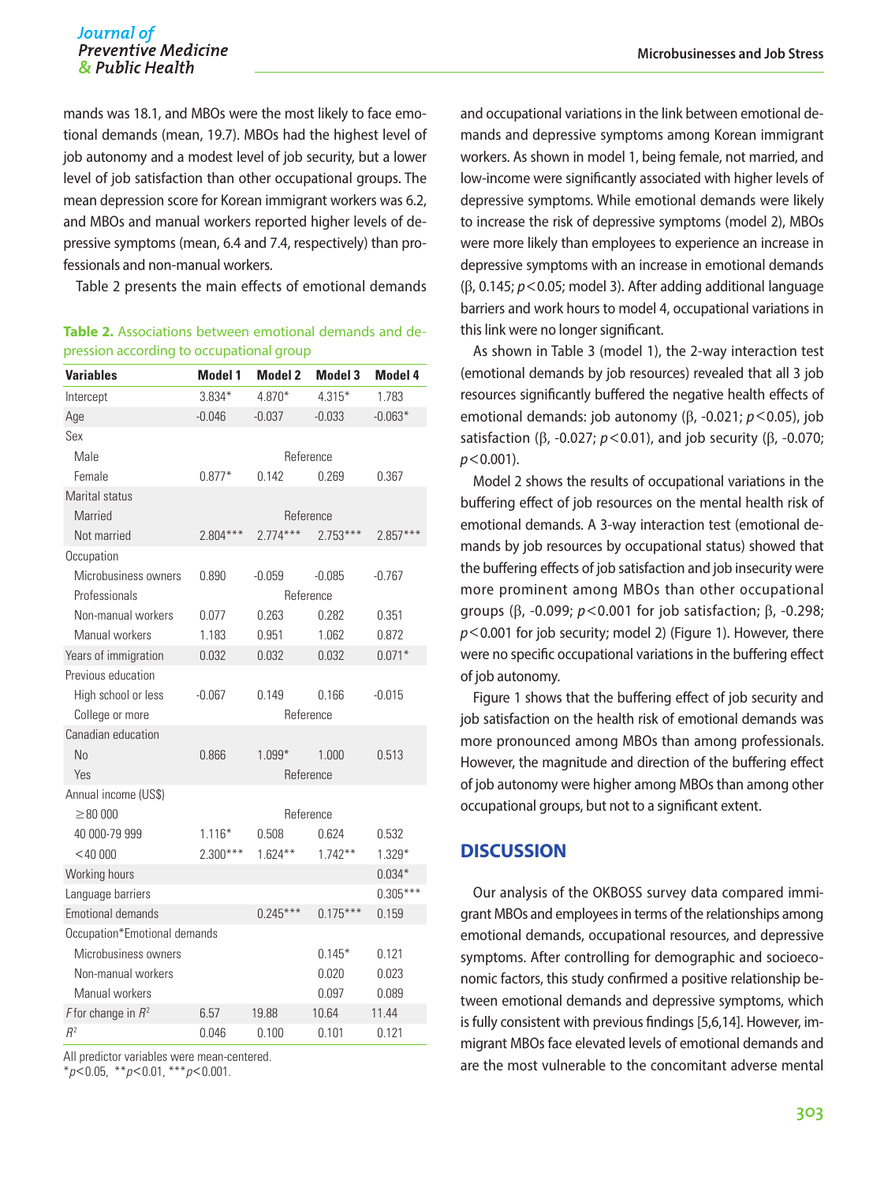mands was 18.1, and MBOs were the most likely to face emotional demands (mean, 19.7). MBOs had the highest level of job autonomy and a modest level of job security, but a lower level of job satisfaction than other occupational groups. The mean depression score for Korean immigrant workers was 6.2, and MBOs and manual workers reported higher levels of depressive symptoms (mean, 6.4 and 7.4, respectively) than professionals and non-manual workers.

Table 2 presents the main effects of emotional demands and occupational variations in the link between emotional demands and depressive symptoms among Korean immigrant workers. As shown in model 1, being female, not married, and low-income were significantly associated with higher levels of depressive symptoms. While emotional demands were likely to increase the risk of depressive symptoms (model 2), MBOs were more likely than employees to experience an increase in depressive symptoms with an increase in emotional demands (β, 0.145; $p<0.05$; model 3). After adding additional language barriers and work hours to model 4, occupational variations in this link were no longer significant.

**Table 2.** Associations between emotional demands and depression according to occupational group

| Variables | Model 1 | Model 2 | Model 3 | Model 4 |
|---|---|---|---|---|
| Intercept | 3.834* | 4.870* | 4.315* | 1.783 |
| Age | -0.046 | -0.037 | -0.033 | -0.063* |
| Sex | | | | |
| Male | Reference | | | |
| Female | 0.877* | 0.142 | 0.269 | 0.367 |
| Marital status | | | | |
| Married | Reference | | | |
| Not married | 2.804*** | 2.774*** | 2.753*** | 2.857*** |
| Occupation | | | | |
| Microbusiness owners | 0.890 | -0.059 | -0.085 | -0.767 |
| Professionals | Reference | | | |
| Non-manual workers | 0.077 | 0.263 | 0.282 | 0.351 |
| Manual workers | 1.183 | 0.951 | 1.062 | 0.872 |
| Years of immigration | 0.032 | 0.032 | 0.032 | 0.071* |
| Previous education | | | | |
| High school or less | -0.067 | 0.149 | 0.166 | -0.015 |
| College or more | Reference | | | |
| Canadian education | | | | |
| No | 0.866 | 1.099* | 1.000 | 0.513 |
| Yes | Reference | | | |
| Annual income (US$) | | | | |
| ≥80 000 | Reference | | | |
| 40 000-79 999 | 1.116* | 0.508 | 0.624 | 0.532 |
| <40 000 | 2.300*** | 1.624** | 1.742** | 1.329* |
| Working hours | | | | 0.034* |
| Language barriers | | | | 0.305*** |
| Emotional demands | | 0.245*** | 0.175*** | 0.159 |
| Occupation*Emotional demands | | | | |
| Microbusiness owners | | | 0.145* | 0.121 |
| Non-manual workers | | | 0.020 | 0.023 |
| Manual workers | | | 0.097 | 0.089 |
| $F$ for change in $R^2$ | 6.57 | 19.88 | 10.64 | 11.44 |
| $R^2$ | 0.046 | 0.100 | 0.101 | 0.121 |

All predictor variables were mean-centered.
*$p<0.05$, **$p<0.01$, ***$p<0.001$.

As shown in Table 3 (model 1), the 2-way interaction test (emotional demands by job resources) revealed that all 3 job resources significantly buffered the negative health effects of emotional demands: job autonomy (β, -0.021; $p<0.05$), job satisfaction (β, -0.027; $p<0.01$), and job security (β, -0.070; $p<0.001$).

Model 2 shows the results of occupational variations in the buffering effect of job resources on the mental health risk of emotional demands. A 3-way interaction test (emotional demands by job resources by occupational status) showed that the buffering effects of job satisfaction and job insecurity were more prominent among MBOs than other occupational groups (β, -0.099; $p<0.001$ for job satisfaction; β, -0.298; $p<0.001$ for job security; model 2) (Figure 1). However, there were no specific occupational variations in the buffering effect of job autonomy.

Figure 1 shows that the buffering effect of job security and job satisfaction on the health risk of emotional demands was more pronounced among MBOs than among professionals. However, the magnitude and direction of the buffering effect of job autonomy were higher among MBOs than among other occupational groups, but not to a significant extent.

## DISCUSSION

Our analysis of the OKBOSS survey data compared immigrant MBOs and employees in terms of the relationships among emotional demands, occupational resources, and depressive symptoms. After controlling for demographic and socioeconomic factors, this study confirmed a positive relationship between emotional demands and depressive symptoms, which is fully consistent with previous findings [5,6,14]. However, immigrant MBOs face elevated levels of emotional demands and are the most vulnerable to the concomitant adverse mental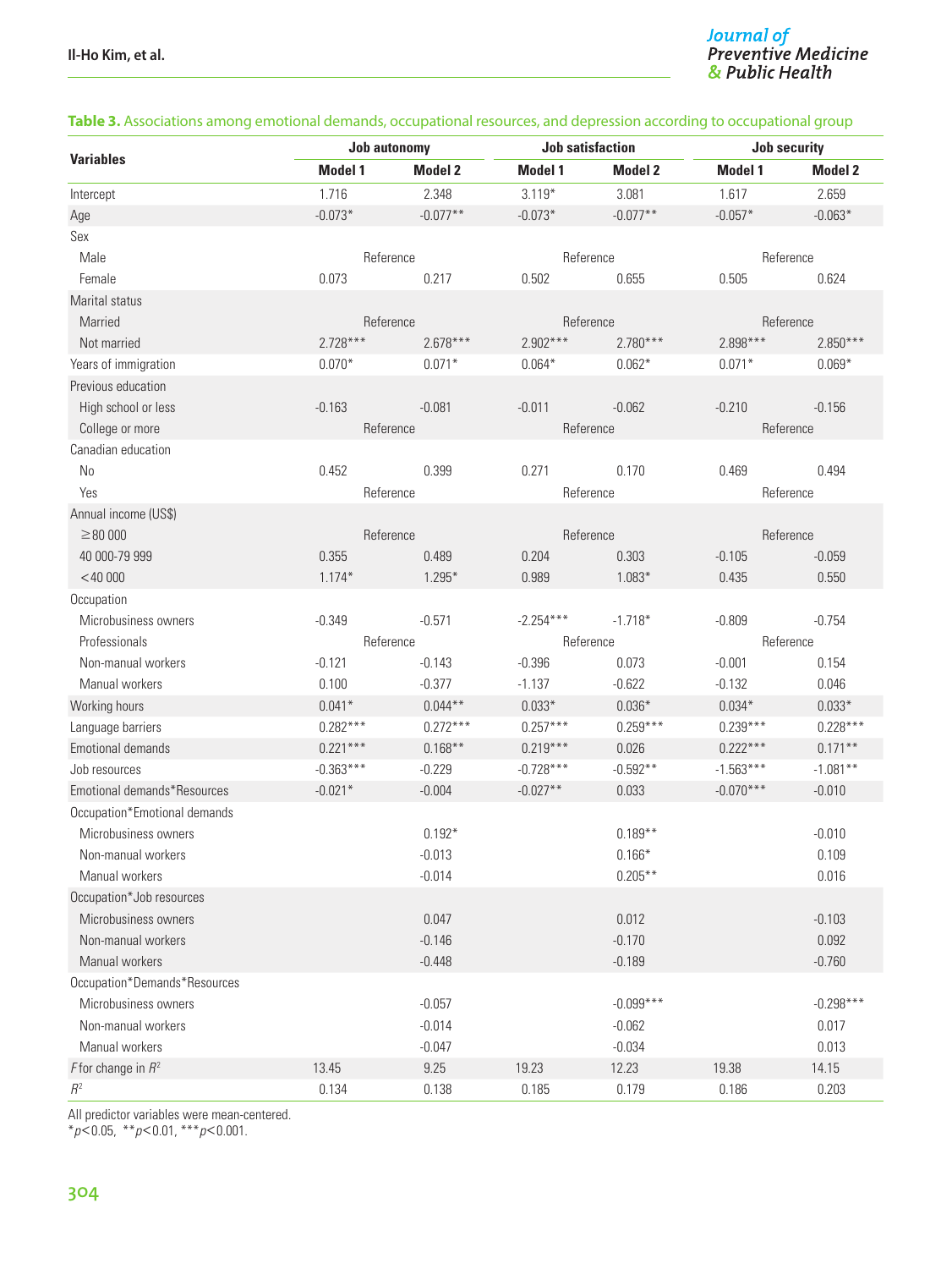**Table 3.** Associations among emotional demands, occupational resources, and depression according to occupational group

| Variables | Job autonomy | | Job satisfaction | | Job security | |
|---|---|---|---|---|---|---|
| | Model 1 | Model 2 | Model 1 | Model 2 | Model 1 | Model 2 |
| Intercept | 1.716 | 2.348 | 3.119* | 3.081 | 1.617 | 2.659 |
| Age | -0.073* | -0.077** | -0.073* | -0.077** | -0.057* | -0.063* |
| Sex | | | | | | |
| Male | Reference | | Reference | | Reference | |
| Female | 0.073 | 0.217 | 0.502 | 0.655 | 0.505 | 0.624 |
| Marital status | | | | | | |
| Married | Reference | | Reference | | Reference | |
| Not married | 2.728*** | 2.678*** | 2.902*** | 2.780*** | 2.898*** | 2.850*** |
| Years of immigration | 0.070* | 0.071* | 0.064* | 0.062* | 0.071* | 0.069* |
| Previous education | | | | | | |
| High school or less | -0.163 | -0.081 | -0.011 | -0.062 | -0.210 | -0.156 |
| College or more | Reference | | Reference | | Reference | |
| Canadian education | | | | | | |
| No | 0.452 | 0.399 | 0.271 | 0.170 | 0.469 | 0.494 |
| Yes | Reference | | Reference | | Reference | |
| Annual income (US$) | | | | | | |
| ≥80 000 | Reference | | Reference | | Reference | |
| 40 000-79 999 | 0.355 | 0.489 | 0.204 | 0.303 | -0.105 | -0.059 |
| <40 000 | 1.174* | 1.295* | 0.989 | 1.083* | 0.435 | 0.550 |
| Occupation | | | | | | |
| Microbusiness owners | -0.349 | -0.571 | -2.254*** | -1.718* | -0.809 | -0.754 |
| Professionals | Reference | | Reference | | Reference | |
| Non-manual workers | -0.121 | -0.143 | -0.396 | 0.073 | -0.001 | 0.154 |
| Manual workers | 0.100 | -0.377 | -1.137 | -0.622 | -0.132 | 0.046 |
| Working hours | 0.041* | 0.044** | 0.033* | 0.036* | 0.034* | 0.033* |
| Language barriers | 0.282*** | 0.272*** | 0.257*** | 0.259*** | 0.239*** | 0.228*** |
| Emotional demands | 0.221*** | 0.168** | 0.219*** | 0.026 | 0.222*** | 0.171** |
| Job resources | -0.363*** | -0.229 | -0.728*** | -0.592** | -1.563*** | -1.081** |
| Emotional demands*Resources | -0.021* | -0.004 | -0.027** | 0.033 | -0.070*** | -0.010 |
| Occupation*Emotional demands | | | | | | |
| Microbusiness owners | | 0.192* | | 0.189** | | -0.010 |
| Non-manual workers | | -0.013 | | 0.166* | | 0.109 |
| Manual workers | | -0.014 | | 0.205** | | 0.016 |
| Occupation*Job resources | | | | | | |
| Microbusiness owners | | 0.047 | | 0.012 | | -0.103 |
| Non-manual workers | | -0.146 | | -0.170 | | 0.092 |
| Manual workers | | -0.448 | | -0.189 | | -0.760 |
| Occupation*Demands*Resources | | | | | | |
| Microbusiness owners | | -0.057 | | -0.099*** | | -0.298*** |
| Non-manual workers | | -0.014 | | -0.062 | | 0.017 |
| Manual workers | | -0.047 | | -0.034 | | 0.013 |
| *F* for change in $R^2$ | 13.45 | 9.25 | 19.23 | 12.23 | 19.38 | 14.15 |
| $R^2$ | 0.134 | 0.138 | 0.185 | 0.179 | 0.186 | 0.203 |

All predictor variables were mean-centered.
*$p<0.05$, **$p<0.01$, ***$p<0.001$.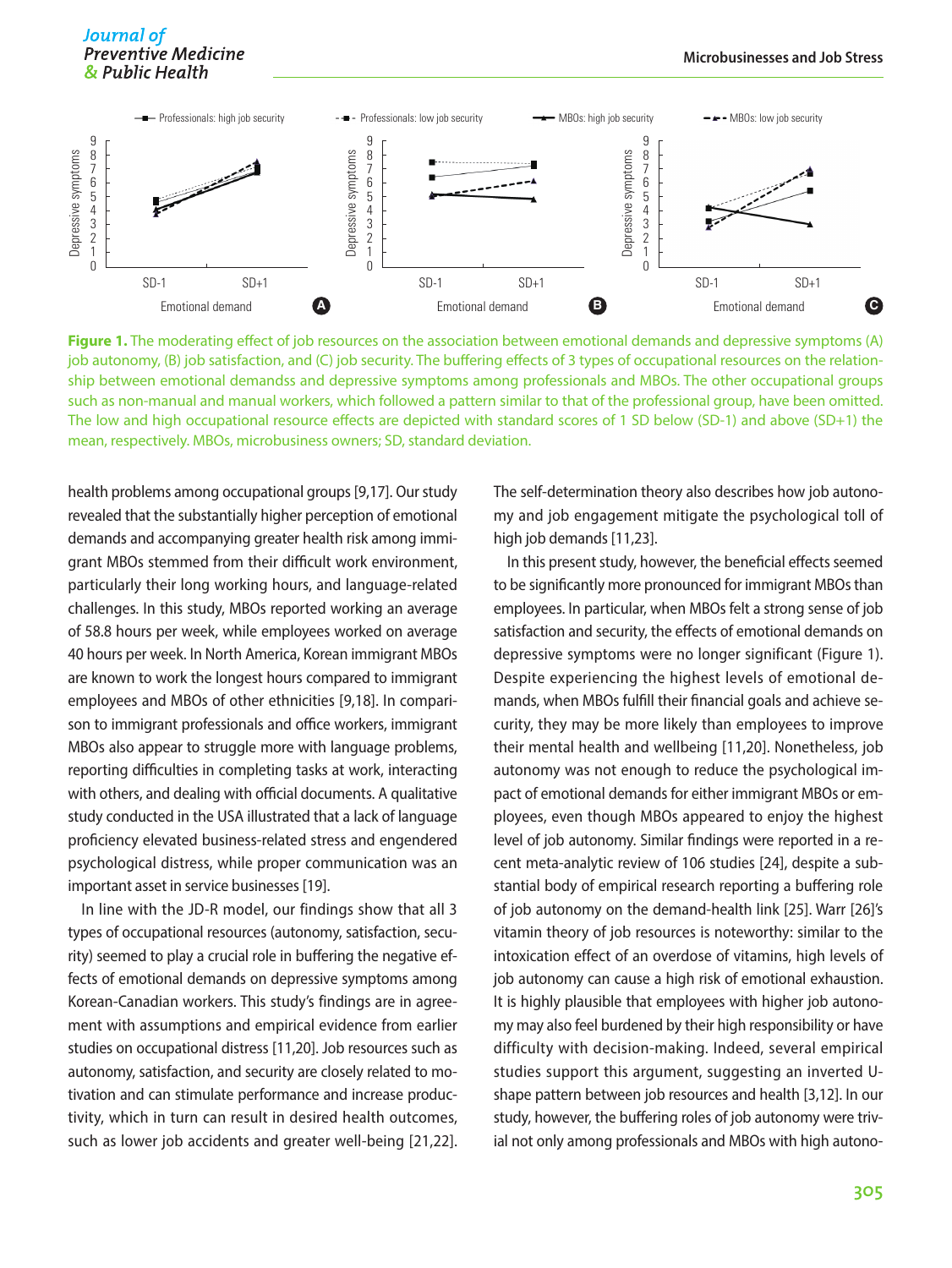**Figure 1.** The moderating effect of job resources on the association between emotional demands and depressive symptoms (A) job autonomy, (B) job satisfaction, and (C) job security. The buffering effects of 3 types of occupational resources on the relationship between emotional demandss and depressive symptoms among professionals and MBOs. The other occupational groups such as non-manual and manual workers, which followed a pattern similar to that of the professional group, have been omitted. The low and high occupational resource effects are depicted with standard scores of 1 SD below (SD-1) and above (SD+1) the mean, respectively. MBOs, microbusiness owners; SD, standard deviation.

health problems among occupational groups [9,17]. Our study revealed that the substantially higher perception of emotional demands and accompanying greater health risk among immigrant MBOs stemmed from their difficult work environment, particularly their long working hours, and language-related challenges. In this study, MBOs reported working an average of 58.8 hours per week, while employees worked on average 40 hours per week. In North America, Korean immigrant MBOs are known to work the longest hours compared to immigrant employees and MBOs of other ethnicities [9,18]. In comparison to immigrant professionals and office workers, immigrant MBOs also appear to struggle more with language problems, reporting difficulties in completing tasks at work, interacting with others, and dealing with official documents. A qualitative study conducted in the USA illustrated that a lack of language proficiency elevated business-related stress and engendered psychological distress, while proper communication was an important asset in service businesses [19].

In line with the JD-R model, our findings show that all 3 types of occupational resources (autonomy, satisfaction, security) seemed to play a crucial role in buffering the negative effects of emotional demands on depressive symptoms among Korean-Canadian workers. This study's findings are in agreement with assumptions and empirical evidence from earlier studies on occupational distress [11,20]. Job resources such as autonomy, satisfaction, and security are closely related to motivation and can stimulate performance and increase productivity, which in turn can result in desired health outcomes, such as lower job accidents and greater well-being [21,22]. The self-determination theory also describes how job autonomy and job engagement mitigate the psychological toll of high job demands [11,23].

In this present study, however, the beneficial effects seemed to be significantly more pronounced for immigrant MBOs than employees. In particular, when MBOs felt a strong sense of job satisfaction and security, the effects of emotional demands on depressive symptoms were no longer significant (Figure 1). Despite experiencing the highest levels of emotional demands, when MBOs fulfill their financial goals and achieve security, they may be more likely than employees to improve their mental health and wellbeing [11,20]. Nonetheless, job autonomy was not enough to reduce the psychological impact of emotional demands for either immigrant MBOs or employees, even though MBOs appeared to enjoy the highest level of job autonomy. Similar findings were reported in a recent meta-analytic review of 106 studies [24], despite a substantial body of empirical research reporting a buffering role of job autonomy on the demand-health link [25]. Warr [26]'s vitamin theory of job resources is noteworthy: similar to the intoxication effect of an overdose of vitamins, high levels of job autonomy can cause a high risk of emotional exhaustion. It is highly plausible that employees with higher job autonomy may also feel burdened by their high responsibility or have difficulty with decision-making. Indeed, several empirical studies support this argument, suggesting an inverted U-shape pattern between job resources and health [3,12]. In our study, however, the buffering roles of job autonomy were trivial not only among professionals and MBOs with high autono-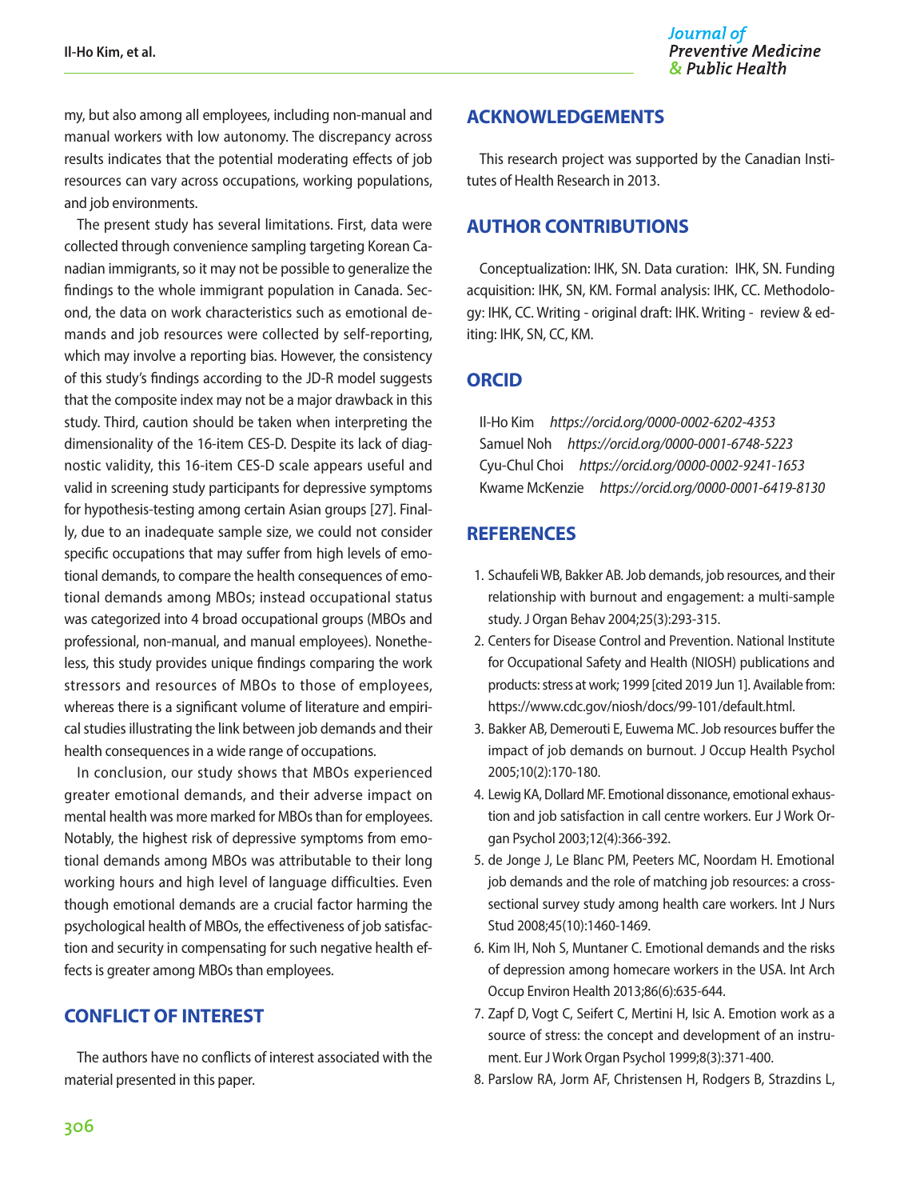my, but also among all employees, including non-manual and manual workers with low autonomy. The discrepancy across results indicates that the potential moderating effects of job resources can vary across occupations, working populations, and job environments.

The present study has several limitations. First, data were collected through convenience sampling targeting Korean Canadian immigrants, so it may not be possible to generalize the findings to the whole immigrant population in Canada. Second, the data on work characteristics such as emotional demands and job resources were collected by self-reporting, which may involve a reporting bias. However, the consistency of this study's findings according to the JD-R model suggests that the composite index may not be a major drawback in this study. Third, caution should be taken when interpreting the dimensionality of the 16-item CES-D. Despite its lack of diagnostic validity, this 16-item CES-D scale appears useful and valid in screening study participants for depressive symptoms for hypothesis-testing among certain Asian groups [27]. Finally, due to an inadequate sample size, we could not consider specific occupations that may suffer from high levels of emotional demands, to compare the health consequences of emotional demands among MBOs; instead occupational status was categorized into 4 broad occupational groups (MBOs and professional, non-manual, and manual employees). Nonetheless, this study provides unique findings comparing the work stressors and resources of MBOs to those of employees, whereas there is a significant volume of literature and empirical studies illustrating the link between job demands and their health consequences in a wide range of occupations.

In conclusion, our study shows that MBOs experienced greater emotional demands, and their adverse impact on mental health was more marked for MBOs than for employees. Notably, the highest risk of depressive symptoms from emotional demands among MBOs was attributable to their long working hours and high level of language difficulties. Even though emotional demands are a crucial factor harming the psychological health of MBOs, the effectiveness of job satisfaction and security in compensating for such negative health effects is greater among MBOs than employees.

## CONFLICT OF INTEREST

The authors have no conflicts of interest associated with the material presented in this paper.

## ACKNOWLEDGEMENTS

This research project was supported by the Canadian Institutes of Health Research in 2013.

## AUTHOR CONTRIBUTIONS

Conceptualization: IHK, SN. Data curation: IHK, SN. Funding acquisition: IHK, SN, KM. Formal analysis: IHK, CC. Methodology: IHK, CC. Writing - original draft: IHK. Writing - review & editing: IHK, SN, CC, KM.

## ORCID

Il-Ho Kim *https://orcid.org/0000-0002-6202-4353*
Samuel Noh *https://orcid.org/0000-0001-6748-5223*
Cyu-Chul Choi *https://orcid.org/0000-0002-9241-1653*
Kwame McKenzie *https://orcid.org/0000-0001-6419-8130*

## REFERENCES

1. Schaufeli WB, Bakker AB. Job demands, job resources, and their relationship with burnout and engagement: a multi-sample study. J Organ Behav 2004;25(3):293-315.
2. Centers for Disease Control and Prevention. National Institute for Occupational Safety and Health (NIOSH) publications and products: stress at work; 1999 [cited 2019 Jun 1]. Available from: https://www.cdc.gov/niosh/docs/99-101/default.html.
3. Bakker AB, Demerouti E, Euwema MC. Job resources buffer the impact of job demands on burnout. J Occup Health Psychol 2005;10(2):170-180.
4. Lewig KA, Dollard MF. Emotional dissonance, emotional exhaustion and job satisfaction in call centre workers. Eur J Work Organ Psychol 2003;12(4):366-392.
5. de Jonge J, Le Blanc PM, Peeters MC, Noordam H. Emotional job demands and the role of matching job resources: a cross-sectional survey study among health care workers. Int J Nurs Stud 2008;45(10):1460-1469.
6. Kim IH, Noh S, Muntaner C. Emotional demands and the risks of depression among homecare workers in the USA. Int Arch Occup Environ Health 2013;86(6):635-644.
7. Zapf D, Vogt C, Seifert C, Mertini H, Isic A. Emotion work as a source of stress: the concept and development of an instrument. Eur J Work Organ Psychol 1999;8(3):371-400.
8. Parslow RA, Jorm AF, Christensen H, Rodgers B, Strazdins L,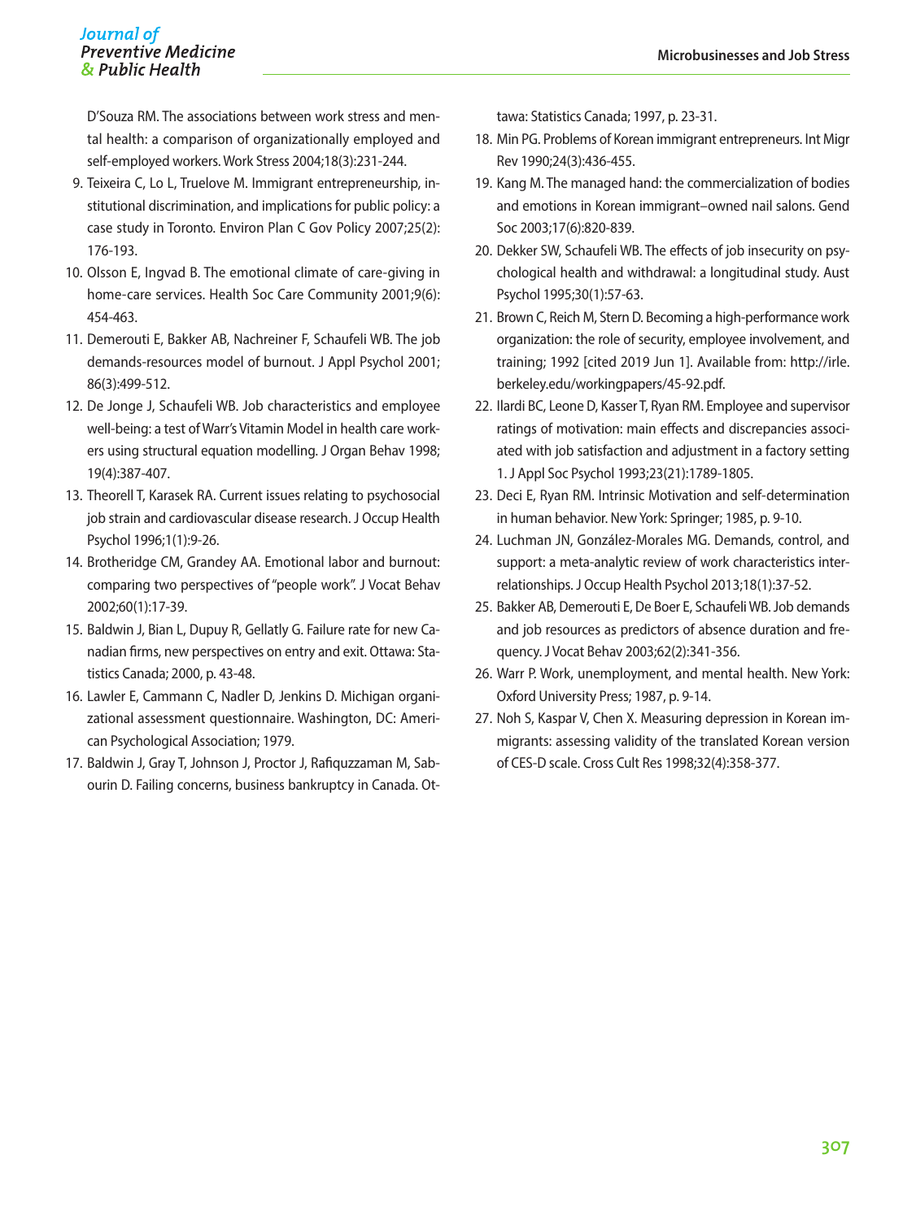D'Souza RM. The associations between work stress and mental health: a comparison of organizationally employed and self-employed workers. Work Stress 2004;18(3):231-244.

9. Teixeira C, Lo L, Truelove M. Immigrant entrepreneurship, institutional discrimination, and implications for public policy: a case study in Toronto. Environ Plan C Gov Policy 2007;25(2): 176-193.
10. Olsson E, Ingvad B. The emotional climate of care-giving in home-care services. Health Soc Care Community 2001;9(6): 454-463.
11. Demerouti E, Bakker AB, Nachreiner F, Schaufeli WB. The job demands-resources model of burnout. J Appl Psychol 2001; 86(3):499-512.
12. De Jonge J, Schaufeli WB. Job characteristics and employee well-being: a test of Warr's Vitamin Model in health care workers using structural equation modelling. J Organ Behav 1998; 19(4):387-407.
13. Theorell T, Karasek RA. Current issues relating to psychosocial job strain and cardiovascular disease research. J Occup Health Psychol 1996;1(1):9-26.
14. Brotheridge CM, Grandey AA. Emotional labor and burnout: comparing two perspectives of "people work". J Vocat Behav 2002;60(1):17-39.
15. Baldwin J, Bian L, Dupuy R, Gellatly G. Failure rate for new Canadian firms, new perspectives on entry and exit. Ottawa: Statistics Canada; 2000, p. 43-48.
16. Lawler E, Cammann C, Nadler D, Jenkins D. Michigan organizational assessment questionnaire. Washington, DC: American Psychological Association; 1979.
17. Baldwin J, Gray T, Johnson J, Proctor J, Rafiquzzaman M, Sabourin D. Failing concerns, business bankruptcy in Canada. Ottawa: Statistics Canada; 1997, p. 23-31.
18. Min PG. Problems of Korean immigrant entrepreneurs. Int Migr Rev 1990;24(3):436-455.
19. Kang M. The managed hand: the commercialization of bodies and emotions in Korean immigrant–owned nail salons. Gend Soc 2003;17(6):820-839.
20. Dekker SW, Schaufeli WB. The effects of job insecurity on psychological health and withdrawal: a longitudinal study. Aust Psychol 1995;30(1):57-63.
21. Brown C, Reich M, Stern D. Becoming a high-performance work organization: the role of security, employee involvement, and training; 1992 [cited 2019 Jun 1]. Available from: http://irle.berkeley.edu/workingpapers/45-92.pdf.
22. Ilardi BC, Leone D, Kasser T, Ryan RM. Employee and supervisor ratings of motivation: main effects and discrepancies associated with job satisfaction and adjustment in a factory setting 1. J Appl Soc Psychol 1993;23(21):1789-1805.
23. Deci E, Ryan RM. Intrinsic Motivation and self-determination in human behavior. New York: Springer; 1985, p. 9-10.
24. Luchman JN, González-Morales MG. Demands, control, and support: a meta-analytic review of work characteristics interrelationships. J Occup Health Psychol 2013;18(1):37-52.
25. Bakker AB, Demerouti E, De Boer E, Schaufeli WB. Job demands and job resources as predictors of absence duration and frequency. J Vocat Behav 2003;62(2):341-356.
26. Warr P. Work, unemployment, and mental health. New York: Oxford University Press; 1987, p. 9-14.
27. Noh S, Kaspar V, Chen X. Measuring depression in Korean immigrants: assessing validity of the translated Korean version of CES-D scale. Cross Cult Res 1998;32(4):358-377.